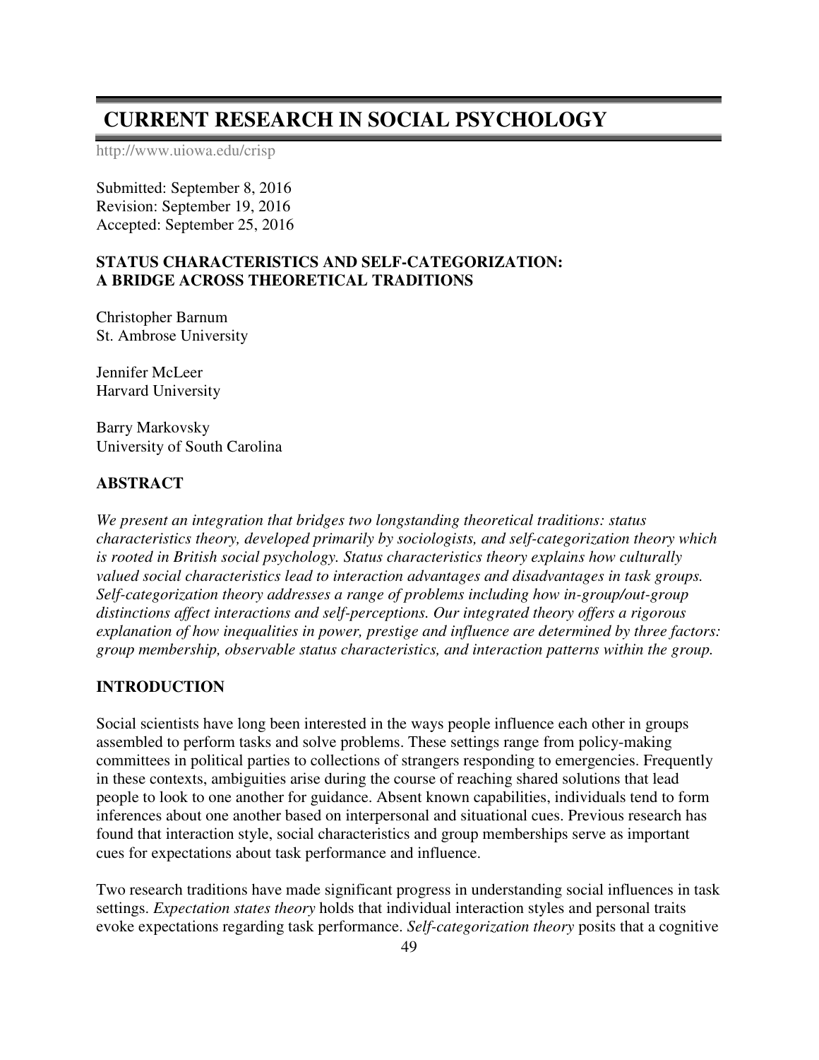# CURRENT RESEARCH IN SOCIAL PSYCHOLOGY

http://www.uiowa.edu/crisp

Submitted: September 8, 2016
Revision: September 19, 2016
Accepted: September 25, 2016

## STATUS CHARACTERISTICS AND SELF-CATEGORIZATION: A BRIDGE ACROSS THEORETICAL TRADITIONS

Christopher Barnum
St. Ambrose University

Jennifer McLeer
Harvard University

Barry Markovsky
University of South Carolina

### ABSTRACT

*We present an integration that bridges two longstanding theoretical traditions: status characteristics theory, developed primarily by sociologists, and self-categorization theory which is rooted in British social psychology. Status characteristics theory explains how culturally valued social characteristics lead to interaction advantages and disadvantages in task groups. Self-categorization theory addresses a range of problems including how in-group/out-group distinctions affect interactions and self-perceptions. Our integrated theory offers a rigorous explanation of how inequalities in power, prestige and influence are determined by three factors: group membership, observable status characteristics, and interaction patterns within the group.*

### INTRODUCTION

Social scientists have long been interested in the ways people influence each other in groups assembled to perform tasks and solve problems. These settings range from policy-making committees in political parties to collections of strangers responding to emergencies. Frequently in these contexts, ambiguities arise during the course of reaching shared solutions that lead people to look to one another for guidance. Absent known capabilities, individuals tend to form inferences about one another based on interpersonal and situational cues. Previous research has found that interaction style, social characteristics and group memberships serve as important cues for expectations about task performance and influence.

Two research traditions have made significant progress in understanding social influences in task settings. *Expectation states theory* holds that individual interaction styles and personal traits evoke expectations regarding task performance. *Self-categorization theory* posits that a cognitive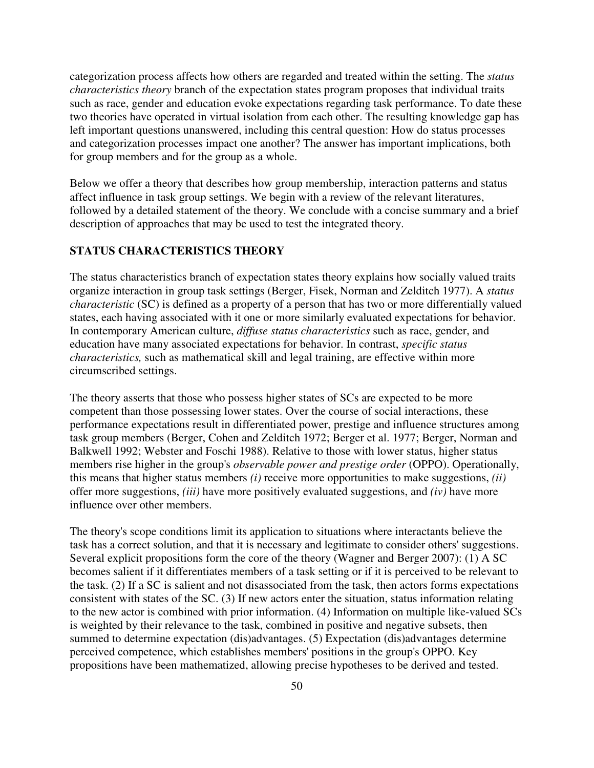categorization process affects how others are regarded and treated within the setting. The *status characteristics theory* branch of the expectation states program proposes that individual traits such as race, gender and education evoke expectations regarding task performance. To date these two theories have operated in virtual isolation from each other. The resulting knowledge gap has left important questions unanswered, including this central question: How do status processes and categorization processes impact one another? The answer has important implications, both for group members and for the group as a whole.

Below we offer a theory that describes how group membership, interaction patterns and status affect influence in task group settings. We begin with a review of the relevant literatures, followed by a detailed statement of the theory. We conclude with a concise summary and a brief description of approaches that may be used to test the integrated theory.

## STATUS CHARACTERISTICS THEORY

The status characteristics branch of expectation states theory explains how socially valued traits organize interaction in group task settings (Berger, Fisek, Norman and Zelditch 1977). A *status characteristic* (SC) is defined as a property of a person that has two or more differentially valued states, each having associated with it one or more similarly evaluated expectations for behavior. In contemporary American culture, *diffuse status characteristics* such as race, gender, and education have many associated expectations for behavior. In contrast, *specific status characteristics,* such as mathematical skill and legal training, are effective within more circumscribed settings.

The theory asserts that those who possess higher states of SCs are expected to be more competent than those possessing lower states. Over the course of social interactions, these performance expectations result in differentiated power, prestige and influence structures among task group members (Berger, Cohen and Zelditch 1972; Berger et al. 1977; Berger, Norman and Balkwell 1992; Webster and Foschi 1988). Relative to those with lower status, higher status members rise higher in the group's *observable power and prestige order* (OPPO). Operationally, this means that higher status members *(i)* receive more opportunities to make suggestions, *(ii)* offer more suggestions, *(iii)* have more positively evaluated suggestions, and *(iv)* have more influence over other members.

The theory's scope conditions limit its application to situations where interactants believe the task has a correct solution, and that it is necessary and legitimate to consider others' suggestions. Several explicit propositions form the core of the theory (Wagner and Berger 2007): (1) A SC becomes salient if it differentiates members of a task setting or if it is perceived to be relevant to the task. (2) If a SC is salient and not disassociated from the task, then actors forms expectations consistent with states of the SC. (3) If new actors enter the situation, status information relating to the new actor is combined with prior information. (4) Information on multiple like-valued SCs is weighted by their relevance to the task, combined in positive and negative subsets, then summed to determine expectation (dis)advantages. (5) Expectation (dis)advantages determine perceived competence, which establishes members' positions in the group's OPPO. Key propositions have been mathematized, allowing precise hypotheses to be derived and tested.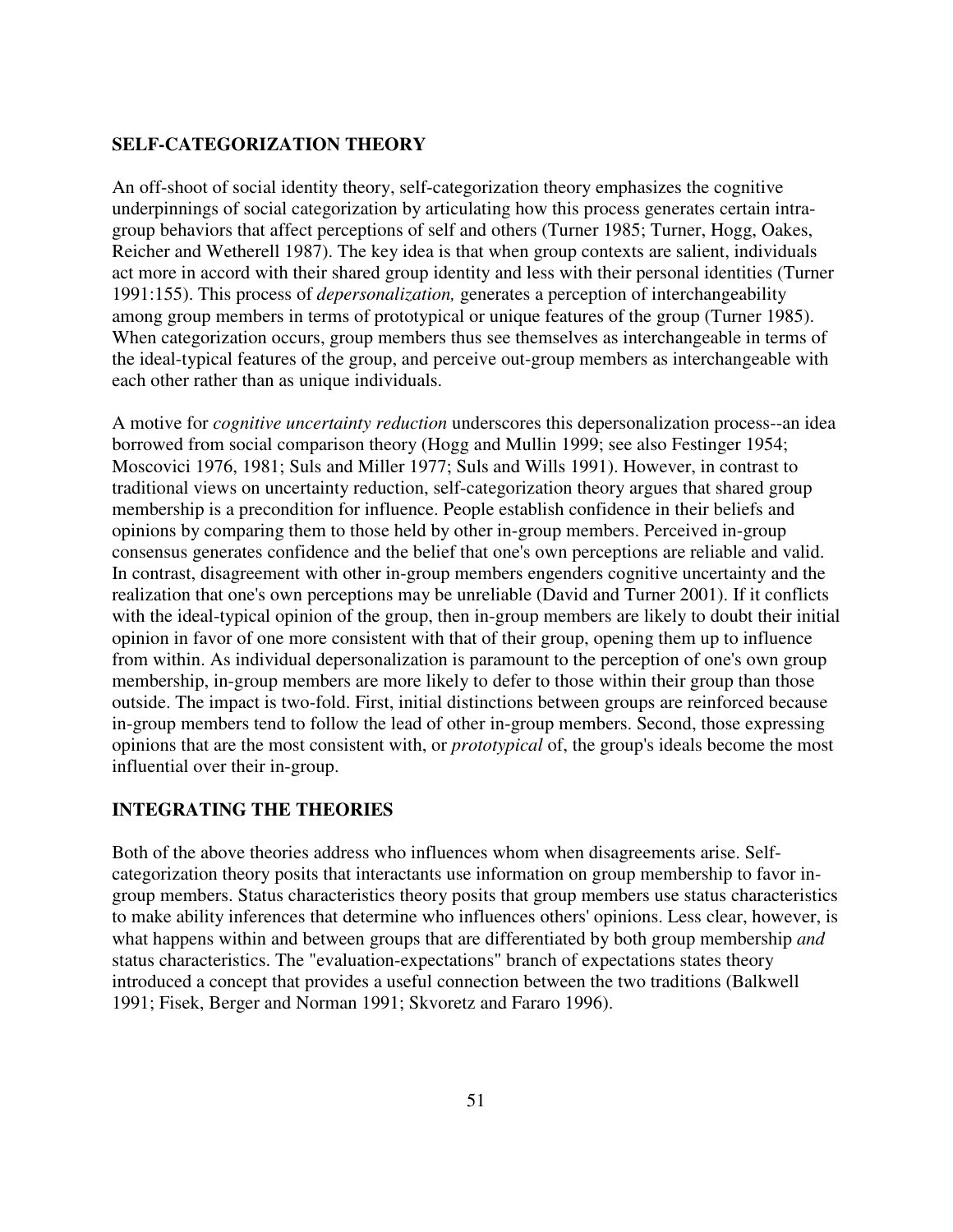## SELF-CATEGORIZATION THEORY

An off-shoot of social identity theory, self-categorization theory emphasizes the cognitive underpinnings of social categorization by articulating how this process generates certain intra-group behaviors that affect perceptions of self and others (Turner 1985; Turner, Hogg, Oakes, Reicher and Wetherell 1987). The key idea is that when group contexts are salient, individuals act more in accord with their shared group identity and less with their personal identities (Turner 1991:155). This process of *depersonalization,* generates a perception of interchangeability among group members in terms of prototypical or unique features of the group (Turner 1985). When categorization occurs, group members thus see themselves as interchangeable in terms of the ideal-typical features of the group, and perceive out-group members as interchangeable with each other rather than as unique individuals.

A motive for *cognitive uncertainty reduction* underscores this depersonalization process--an idea borrowed from social comparison theory (Hogg and Mullin 1999; see also Festinger 1954; Moscovici 1976, 1981; Suls and Miller 1977; Suls and Wills 1991). However, in contrast to traditional views on uncertainty reduction, self-categorization theory argues that shared group membership is a precondition for influence. People establish confidence in their beliefs and opinions by comparing them to those held by other in-group members. Perceived in-group consensus generates confidence and the belief that one's own perceptions are reliable and valid. In contrast, disagreement with other in-group members engenders cognitive uncertainty and the realization that one's own perceptions may be unreliable (David and Turner 2001). If it conflicts with the ideal-typical opinion of the group, then in-group members are likely to doubt their initial opinion in favor of one more consistent with that of their group, opening them up to influence from within. As individual depersonalization is paramount to the perception of one's own group membership, in-group members are more likely to defer to those within their group than those outside. The impact is two-fold. First, initial distinctions between groups are reinforced because in-group members tend to follow the lead of other in-group members. Second, those expressing opinions that are the most consistent with, or *prototypical* of, the group's ideals become the most influential over their in-group.

## INTEGRATING THE THEORIES

Both of the above theories address who influences whom when disagreements arise. Self-categorization theory posits that interactants use information on group membership to favor in-group members. Status characteristics theory posits that group members use status characteristics to make ability inferences that determine who influences others' opinions. Less clear, however, is what happens within and between groups that are differentiated by both group membership *and* status characteristics. The "evaluation-expectations" branch of expectations states theory introduced a concept that provides a useful connection between the two traditions (Balkwell 1991; Fisek, Berger and Norman 1991; Skvoretz and Fararo 1996).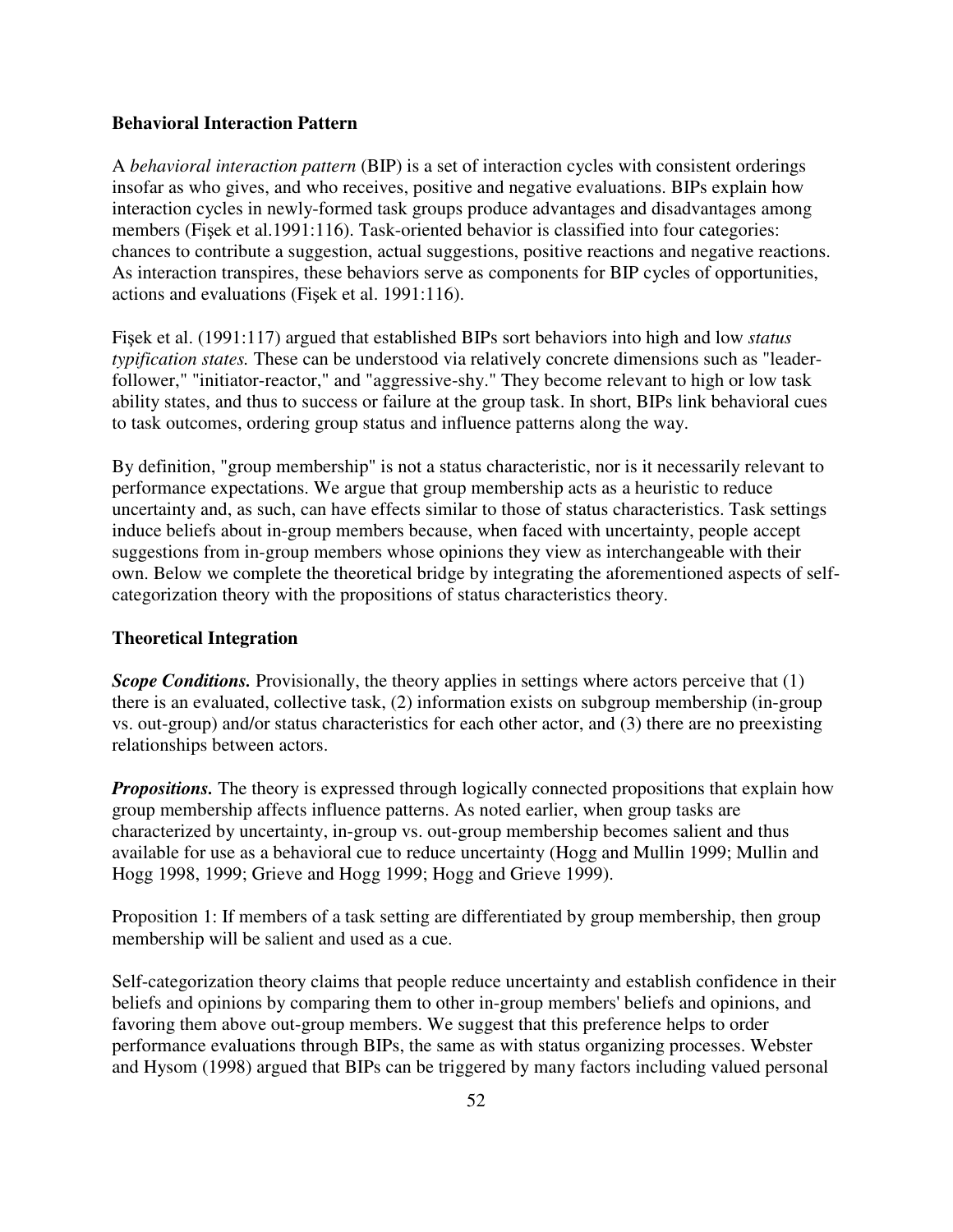### Behavioral Interaction Pattern

A *behavioral interaction pattern* (BIP) is a set of interaction cycles with consistent orderings insofar as who gives, and who receives, positive and negative evaluations. BIPs explain how interaction cycles in newly-formed task groups produce advantages and disadvantages among members (Fişek et al.1991:116). Task-oriented behavior is classified into four categories: chances to contribute a suggestion, actual suggestions, positive reactions and negative reactions. As interaction transpires, these behaviors serve as components for BIP cycles of opportunities, actions and evaluations (Fişek et al. 1991:116).

Fişek et al. (1991:117) argued that established BIPs sort behaviors into high and low *status typification states.* These can be understood via relatively concrete dimensions such as "leader-follower," "initiator-reactor," and "aggressive-shy." They become relevant to high or low task ability states, and thus to success or failure at the group task. In short, BIPs link behavioral cues to task outcomes, ordering group status and influence patterns along the way.

By definition, "group membership" is not a status characteristic, nor is it necessarily relevant to performance expectations. We argue that group membership acts as a heuristic to reduce uncertainty and, as such, can have effects similar to those of status characteristics. Task settings induce beliefs about in-group members because, when faced with uncertainty, people accept suggestions from in-group members whose opinions they view as interchangeable with their own. Below we complete the theoretical bridge by integrating the aforementioned aspects of self-categorization theory with the propositions of status characteristics theory.

### Theoretical Integration

***Scope Conditions.*** Provisionally, the theory applies in settings where actors perceive that (1) there is an evaluated, collective task, (2) information exists on subgroup membership (in-group vs. out-group) and/or status characteristics for each other actor, and (3) there are no preexisting relationships between actors.

***Propositions.*** The theory is expressed through logically connected propositions that explain how group membership affects influence patterns. As noted earlier, when group tasks are characterized by uncertainty, in-group vs. out-group membership becomes salient and thus available for use as a behavioral cue to reduce uncertainty (Hogg and Mullin 1999; Mullin and Hogg 1998, 1999; Grieve and Hogg 1999; Hogg and Grieve 1999).

Proposition 1: If members of a task setting are differentiated by group membership, then group membership will be salient and used as a cue.

Self-categorization theory claims that people reduce uncertainty and establish confidence in their beliefs and opinions by comparing them to other in-group members' beliefs and opinions, and favoring them above out-group members. We suggest that this preference helps to order performance evaluations through BIPs, the same as with status organizing processes. Webster and Hysom (1998) argued that BIPs can be triggered by many factors including valued personal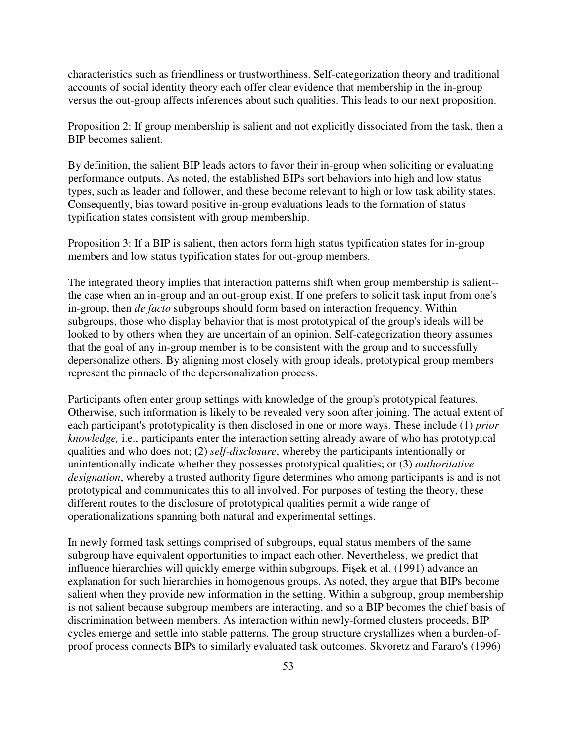characteristics such as friendliness or trustworthiness. Self-categorization theory and traditional accounts of social identity theory each offer clear evidence that membership in the in-group versus the out-group affects inferences about such qualities. This leads to our next proposition.

Proposition 2: If group membership is salient and not explicitly dissociated from the task, then a BIP becomes salient.

By definition, the salient BIP leads actors to favor their in-group when soliciting or evaluating performance outputs. As noted, the established BIPs sort behaviors into high and low status types, such as leader and follower, and these become relevant to high or low task ability states. Consequently, bias toward positive in-group evaluations leads to the formation of status typification states consistent with group membership.

Proposition 3: If a BIP is salient, then actors form high status typification states for in-group members and low status typification states for out-group members.

The integrated theory implies that interaction patterns shift when group membership is salient--the case when an in-group and an out-group exist. If one prefers to solicit task input from one's in-group, then *de facto* subgroups should form based on interaction frequency. Within subgroups, those who display behavior that is most prototypical of the group's ideals will be looked to by others when they are uncertain of an opinion. Self-categorization theory assumes that the goal of any in-group member is to be consistent with the group and to successfully depersonalize others. By aligning most closely with group ideals, prototypical group members represent the pinnacle of the depersonalization process.

Participants often enter group settings with knowledge of the group's prototypical features. Otherwise, such information is likely to be revealed very soon after joining. The actual extent of each participant's prototypicality is then disclosed in one or more ways. These include (1) *prior knowledge,* i.e., participants enter the interaction setting already aware of who has prototypical qualities and who does not; (2) *self-disclosure*, whereby the participants intentionally or unintentionally indicate whether they possesses prototypical qualities; or (3) *authoritative designation*, whereby a trusted authority figure determines who among participants is and is not prototypical and communicates this to all involved. For purposes of testing the theory, these different routes to the disclosure of prototypical qualities permit a wide range of operationalizations spanning both natural and experimental settings.

In newly formed task settings comprised of subgroups, equal status members of the same subgroup have equivalent opportunities to impact each other. Nevertheless, we predict that influence hierarchies will quickly emerge within subgroups. Fişek et al. (1991) advance an explanation for such hierarchies in homogenous groups. As noted, they argue that BIPs become salient when they provide new information in the setting. Within a subgroup, group membership is not salient because subgroup members are interacting, and so a BIP becomes the chief basis of discrimination between members. As interaction within newly-formed clusters proceeds, BIP cycles emerge and settle into stable patterns. The group structure crystallizes when a burden-of-proof process connects BIPs to similarly evaluated task outcomes. Skvoretz and Fararo's (1996)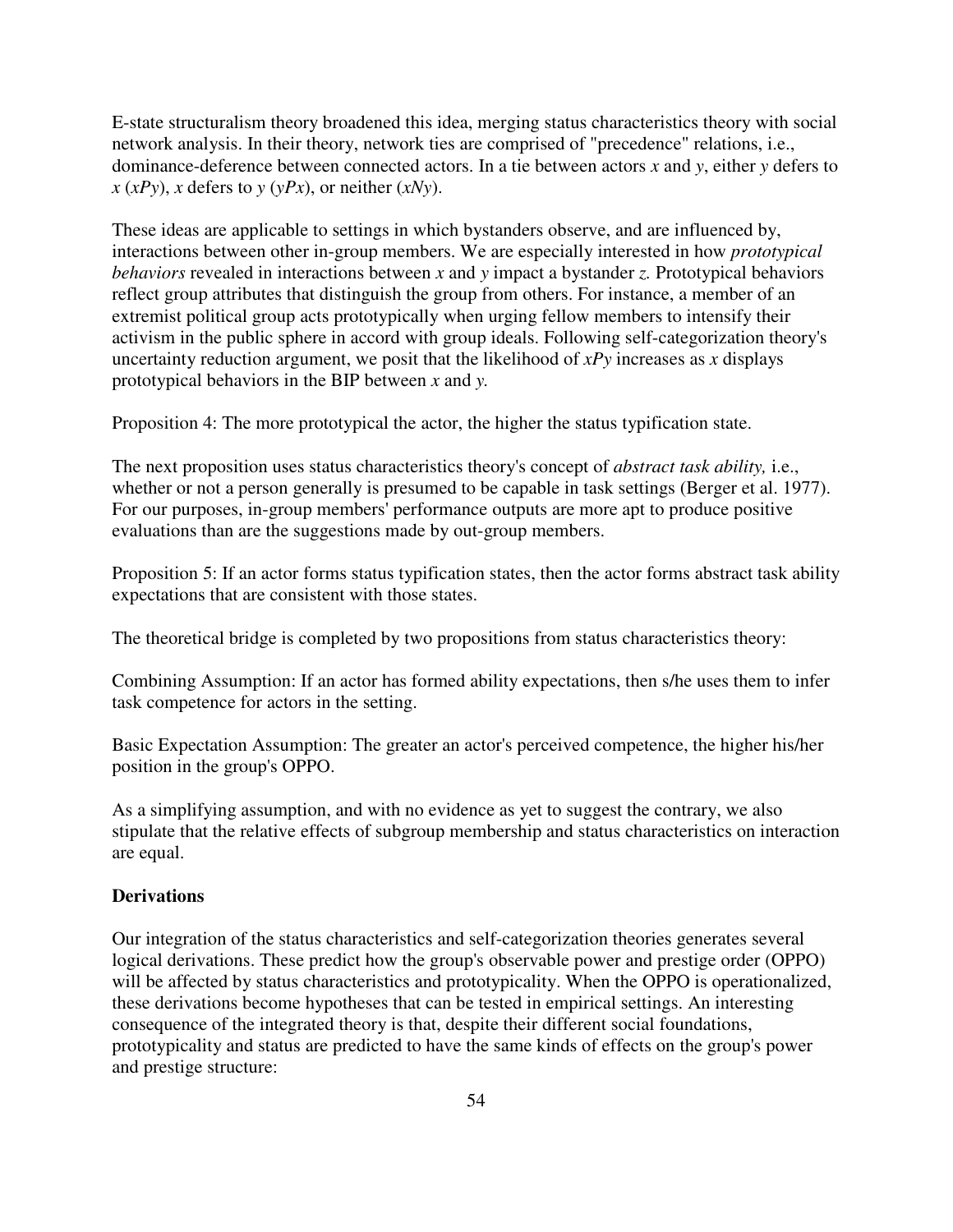E-state structuralism theory broadened this idea, merging status characteristics theory with social network analysis. In their theory, network ties are comprised of "precedence" relations, i.e., dominance-deference between connected actors. In a tie between actors *x* and *y*, either *y* defers to *x* (*xPy*), *x* defers to *y* (*yPx*), or neither (*xNy*).

These ideas are applicable to settings in which bystanders observe, and are influenced by, interactions between other in-group members. We are especially interested in how *prototypical behaviors* revealed in interactions between *x* and *y* impact a bystander *z.* Prototypical behaviors reflect group attributes that distinguish the group from others. For instance, a member of an extremist political group acts prototypically when urging fellow members to intensify their activism in the public sphere in accord with group ideals. Following self-categorization theory's uncertainty reduction argument, we posit that the likelihood of *xPy* increases as *x* displays prototypical behaviors in the BIP between *x* and *y.*

Proposition 4: The more prototypical the actor, the higher the status typification state.

The next proposition uses status characteristics theory's concept of *abstract task ability,* i.e., whether or not a person generally is presumed to be capable in task settings (Berger et al. 1977). For our purposes, in-group members' performance outputs are more apt to produce positive evaluations than are the suggestions made by out-group members.

Proposition 5: If an actor forms status typification states, then the actor forms abstract task ability expectations that are consistent with those states.

The theoretical bridge is completed by two propositions from status characteristics theory:

Combining Assumption: If an actor has formed ability expectations, then s/he uses them to infer task competence for actors in the setting.

Basic Expectation Assumption: The greater an actor's perceived competence, the higher his/her position in the group's OPPO.

As a simplifying assumption, and with no evidence as yet to suggest the contrary, we also stipulate that the relative effects of subgroup membership and status characteristics on interaction are equal.

**Derivations**

Our integration of the status characteristics and self-categorization theories generates several logical derivations. These predict how the group's observable power and prestige order (OPPO) will be affected by status characteristics and prototypicality. When the OPPO is operationalized, these derivations become hypotheses that can be tested in empirical settings. An interesting consequence of the integrated theory is that, despite their different social foundations, prototypicality and status are predicted to have the same kinds of effects on the group's power and prestige structure: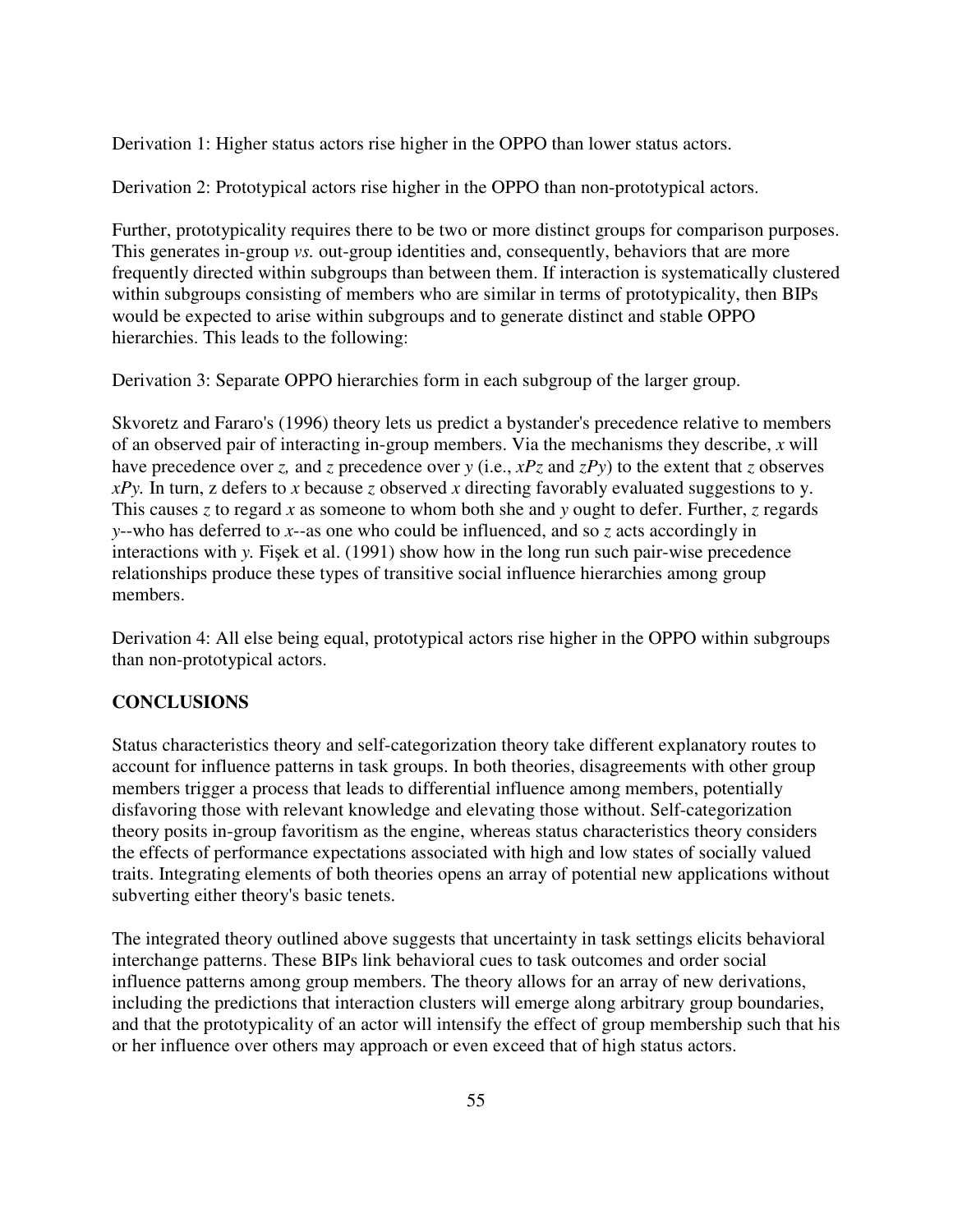Derivation 1: Higher status actors rise higher in the OPPO than lower status actors.

Derivation 2: Prototypical actors rise higher in the OPPO than non-prototypical actors.

Further, prototypicality requires there to be two or more distinct groups for comparison purposes. This generates in-group *vs.* out-group identities and, consequently, behaviors that are more frequently directed within subgroups than between them. If interaction is systematically clustered within subgroups consisting of members who are similar in terms of prototypicality, then BIPs would be expected to arise within subgroups and to generate distinct and stable OPPO hierarchies. This leads to the following:

Derivation 3: Separate OPPO hierarchies form in each subgroup of the larger group.

Skvoretz and Fararo's (1996) theory lets us predict a bystander's precedence relative to members of an observed pair of interacting in-group members. Via the mechanisms they describe, *x* will have precedence over *z,* and *z* precedence over *y* (i.e., *xPz* and *zPy*) to the extent that *z* observes *xPy.* In turn, z defers to *x* because *z* observed *x* directing favorably evaluated suggestions to y. This causes *z* to regard *x* as someone to whom both she and *y* ought to defer. Further, *z* regards *y*--who has deferred to *x*--as one who could be influenced, and so *z* acts accordingly in interactions with *y.* Fişek et al. (1991) show how in the long run such pair-wise precedence relationships produce these types of transitive social influence hierarchies among group members.

Derivation 4: All else being equal, prototypical actors rise higher in the OPPO within subgroups than non-prototypical actors.

## CONCLUSIONS

Status characteristics theory and self-categorization theory take different explanatory routes to account for influence patterns in task groups. In both theories, disagreements with other group members trigger a process that leads to differential influence among members, potentially disfavoring those with relevant knowledge and elevating those without. Self-categorization theory posits in-group favoritism as the engine, whereas status characteristics theory considers the effects of performance expectations associated with high and low states of socially valued traits. Integrating elements of both theories opens an array of potential new applications without subverting either theory's basic tenets.

The integrated theory outlined above suggests that uncertainty in task settings elicits behavioral interchange patterns. These BIPs link behavioral cues to task outcomes and order social influence patterns among group members. The theory allows for an array of new derivations, including the predictions that interaction clusters will emerge along arbitrary group boundaries, and that the prototypicality of an actor will intensify the effect of group membership such that his or her influence over others may approach or even exceed that of high status actors.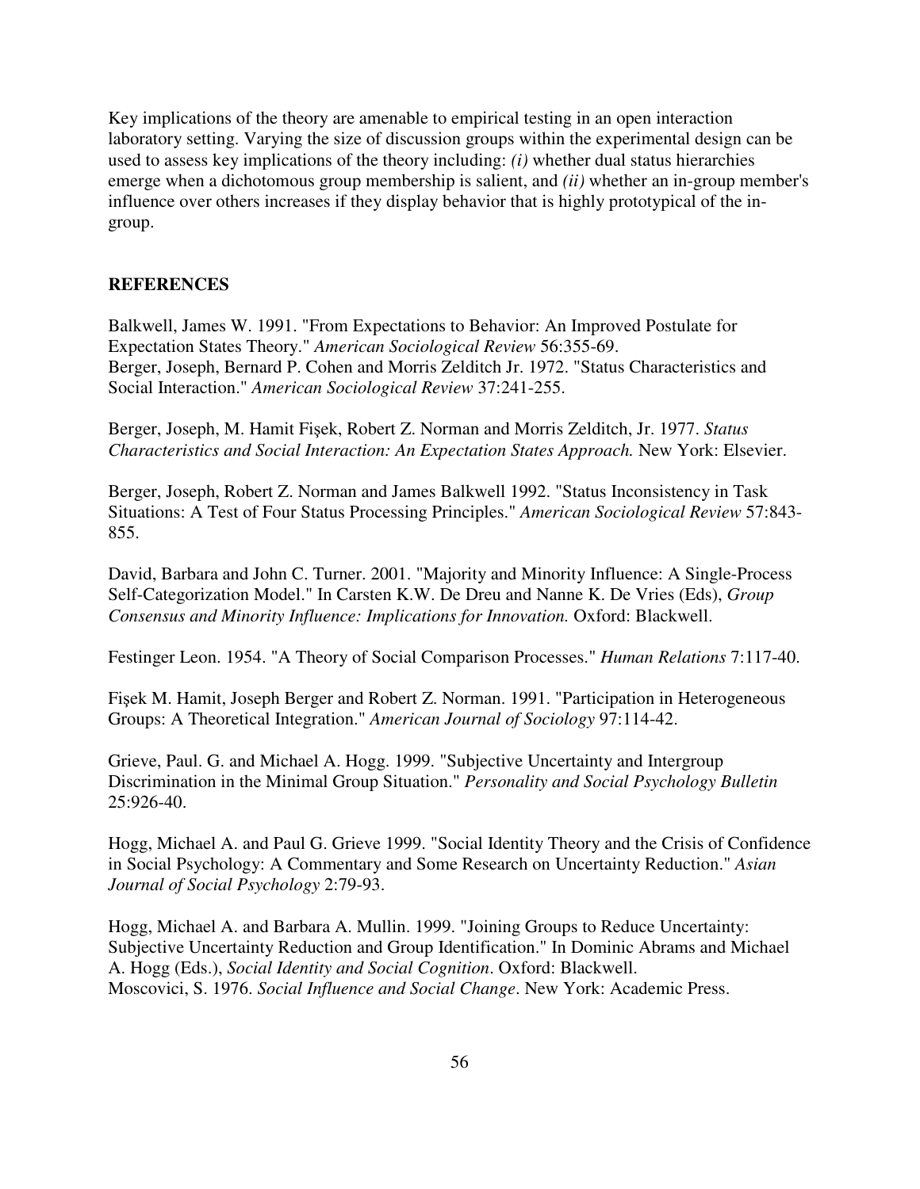Key implications of the theory are amenable to empirical testing in an open interaction laboratory setting. Varying the size of discussion groups within the experimental design can be used to assess key implications of the theory including: *(i)* whether dual status hierarchies emerge when a dichotomous group membership is salient, and *(ii)* whether an in-group member's influence over others increases if they display behavior that is highly prototypical of the in-group.

## REFERENCES

Balkwell, James W. 1991. "From Expectations to Behavior: An Improved Postulate for Expectation States Theory." *American Sociological Review* 56:355-69.

Berger, Joseph, Bernard P. Cohen and Morris Zelditch Jr. 1972. "Status Characteristics and Social Interaction." *American Sociological Review* 37:241-255.

Berger, Joseph, M. Hamit Fişek, Robert Z. Norman and Morris Zelditch, Jr. 1977. *Status Characteristics and Social Interaction: An Expectation States Approach.* New York: Elsevier.

Berger, Joseph, Robert Z. Norman and James Balkwell 1992. "Status Inconsistency in Task Situations: A Test of Four Status Processing Principles." *American Sociological Review* 57:843-855.

David, Barbara and John C. Turner. 2001. "Majority and Minority Influence: A Single-Process Self-Categorization Model." In Carsten K.W. De Dreu and Nanne K. De Vries (Eds), *Group Consensus and Minority Influence: Implications for Innovation.* Oxford: Blackwell.

Festinger Leon. 1954. "A Theory of Social Comparison Processes." *Human Relations* 7:117-40.

Fişek M. Hamit, Joseph Berger and Robert Z. Norman. 1991. "Participation in Heterogeneous Groups: A Theoretical Integration." *American Journal of Sociology* 97:114-42.

Grieve, Paul. G. and Michael A. Hogg. 1999. "Subjective Uncertainty and Intergroup Discrimination in the Minimal Group Situation." *Personality and Social Psychology Bulletin* 25:926-40.

Hogg, Michael A. and Paul G. Grieve 1999. "Social Identity Theory and the Crisis of Confidence in Social Psychology: A Commentary and Some Research on Uncertainty Reduction." *Asian Journal of Social Psychology* 2:79-93.

Hogg, Michael A. and Barbara A. Mullin. 1999. "Joining Groups to Reduce Uncertainty: Subjective Uncertainty Reduction and Group Identification." In Dominic Abrams and Michael A. Hogg (Eds.), *Social Identity and Social Cognition*. Oxford: Blackwell.

Moscovici, S. 1976. *Social Influence and Social Change*. New York: Academic Press.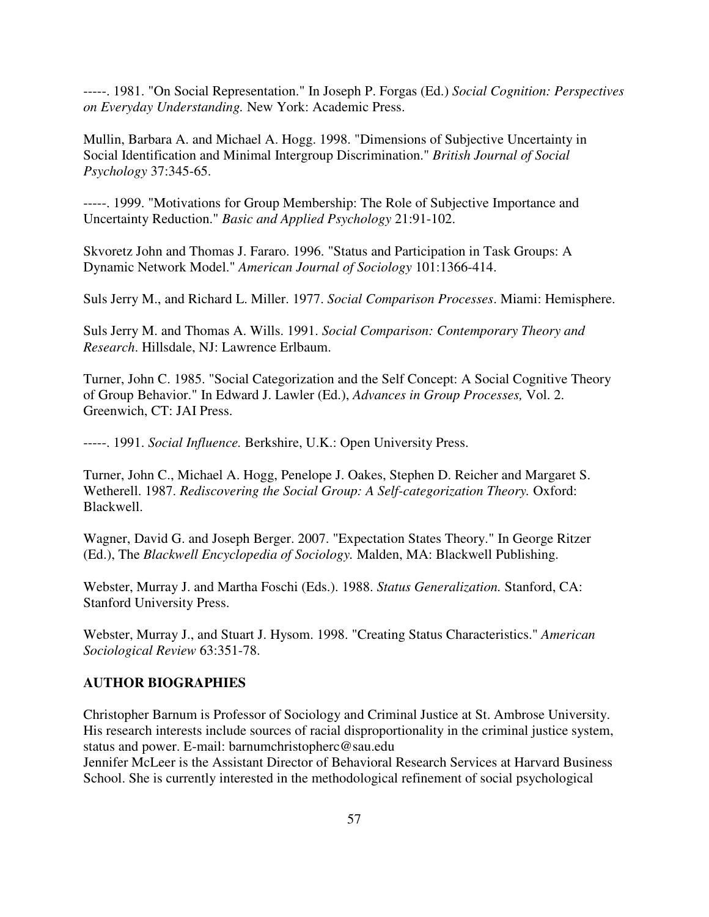-----. 1981. "On Social Representation." In Joseph P. Forgas (Ed.) *Social Cognition: Perspectives on Everyday Understanding.* New York: Academic Press.

Mullin, Barbara A. and Michael A. Hogg. 1998. "Dimensions of Subjective Uncertainty in Social Identification and Minimal Intergroup Discrimination." *British Journal of Social Psychology* 37:345-65.

-----. 1999. "Motivations for Group Membership: The Role of Subjective Importance and Uncertainty Reduction." *Basic and Applied Psychology* 21:91-102.

Skvoretz John and Thomas J. Fararo. 1996. "Status and Participation in Task Groups: A Dynamic Network Model." *American Journal of Sociology* 101:1366-414.

Suls Jerry M., and Richard L. Miller. 1977. *Social Comparison Processes*. Miami: Hemisphere.

Suls Jerry M. and Thomas A. Wills. 1991. *Social Comparison: Contemporary Theory and Research*. Hillsdale, NJ: Lawrence Erlbaum.

Turner, John C. 1985. "Social Categorization and the Self Concept: A Social Cognitive Theory of Group Behavior." In Edward J. Lawler (Ed.), *Advances in Group Processes,* Vol. 2. Greenwich, CT: JAI Press.

-----. 1991. *Social Influence.* Berkshire, U.K.: Open University Press.

Turner, John C., Michael A. Hogg, Penelope J. Oakes, Stephen D. Reicher and Margaret S. Wetherell. 1987. *Rediscovering the Social Group: A Self-categorization Theory.* Oxford: Blackwell.

Wagner, David G. and Joseph Berger. 2007. "Expectation States Theory." In George Ritzer (Ed.), The *Blackwell Encyclopedia of Sociology.* Malden, MA: Blackwell Publishing.

Webster, Murray J. and Martha Foschi (Eds.). 1988. *Status Generalization.* Stanford, CA: Stanford University Press.

Webster, Murray J., and Stuart J. Hysom. 1998. "Creating Status Characteristics." *American Sociological Review* 63:351-78.

## AUTHOR BIOGRAPHIES

Christopher Barnum is Professor of Sociology and Criminal Justice at St. Ambrose University. His research interests include sources of racial disproportionality in the criminal justice system, status and power. E-mail: barnumchristopherc@sau.edu
Jennifer McLeer is the Assistant Director of Behavioral Research Services at Harvard Business School. She is currently interested in the methodological refinement of social psychological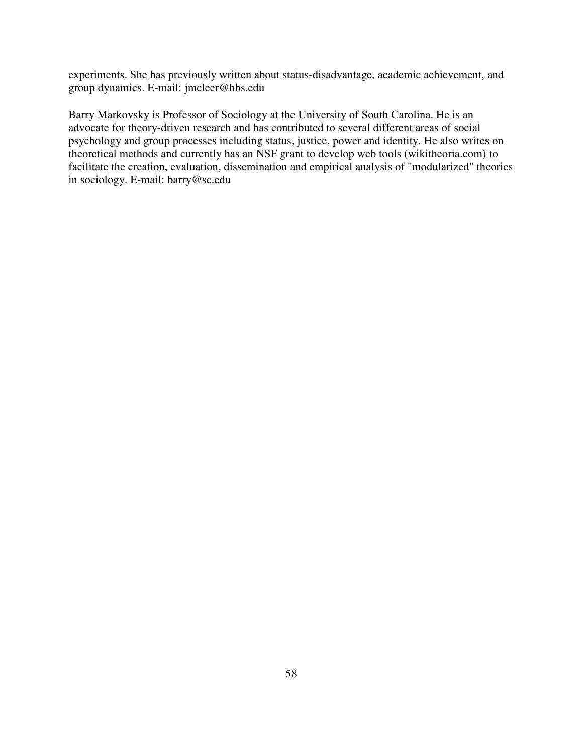experiments. She has previously written about status-disadvantage, academic achievement, and group dynamics. E-mail: jmcleer@hbs.edu

Barry Markovsky is Professor of Sociology at the University of South Carolina. He is an advocate for theory-driven research and has contributed to several different areas of social psychology and group processes including status, justice, power and identity. He also writes on theoretical methods and currently has an NSF grant to develop web tools (wikitheoria.com) to facilitate the creation, evaluation, dissemination and empirical analysis of "modularized" theories in sociology. E-mail: barry@sc.edu